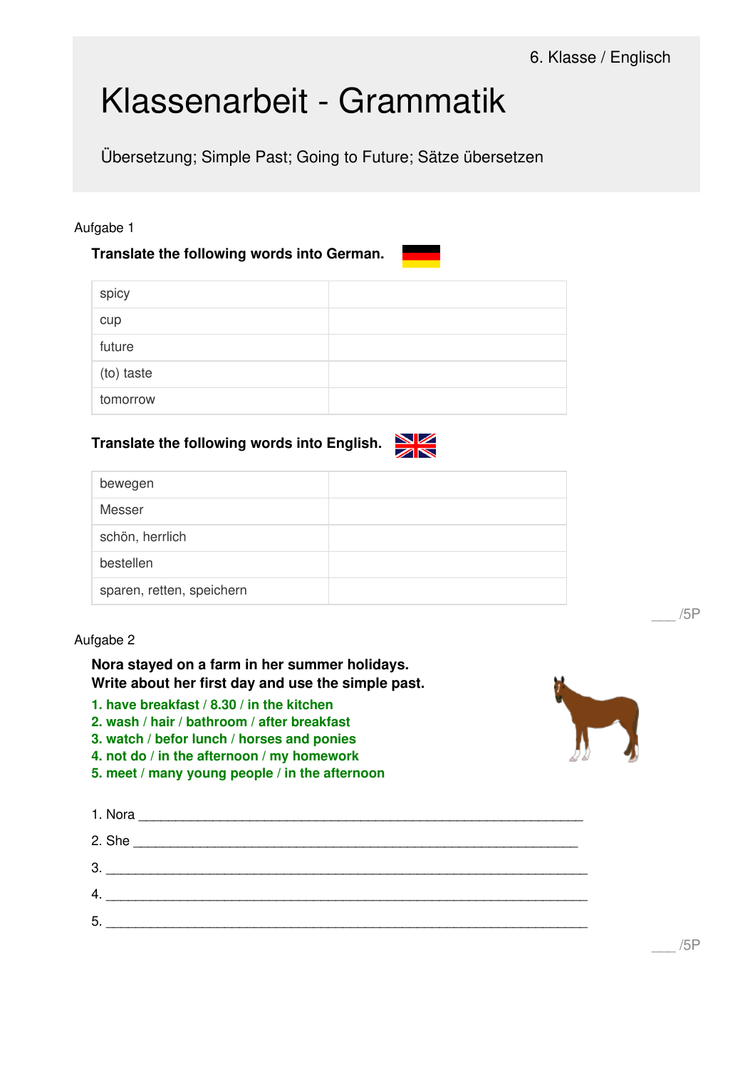6. Klasse / Englisch

# Klassenarbeit - Grammatik

Übersetzung; Simple Past; Going to Future; Sätze übersetzen

## Aufgabe 1

**Translate the following words into German.**

| | |
|---|---|
| spicy | |
| cup | |
| future | |
| (to) taste | |
| tomorrow | |

**Translate the following words into English.**

| | |
|---|---|
| bewegen | |
| Messer | |
| schön, herrlich | |
| bestellen | |
| sparen, retten, speichern | |

___ /5P

## Aufgabe 2

**Nora stayed on a farm in her summer holidays.**
**Write about her first day and use the simple past.**

**1. have breakfast / 8.30 / in the kitchen**
**2. wash / hair / bathroom / after breakfast**
**3. watch / befor lunch / horses and ponies**
**4. not do / in the afternoon / my homework**
**5. meet / many young people / in the afternoon**

1. Nora ____________________________________________________________

2. She ____________________________________________________________

3. ______________________________________________________________

4. ______________________________________________________________

5. ______________________________________________________________

___ /5P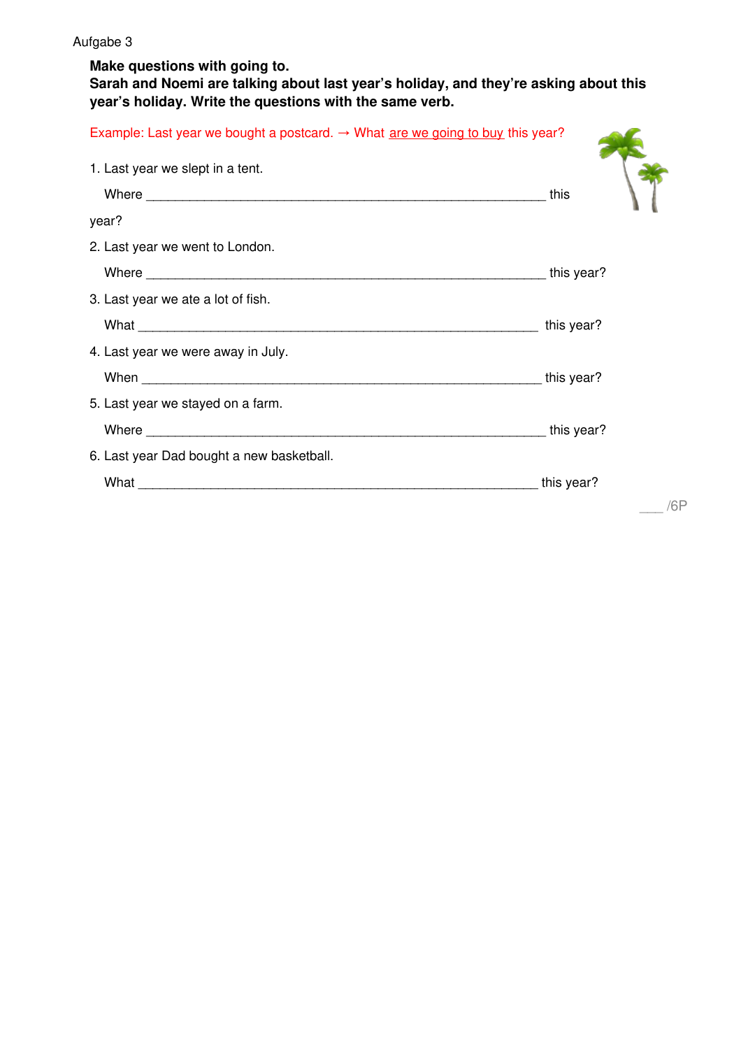Aufgabe 3

**Make questions with going to.**
**Sarah and Noemi are talking about last year's holiday, and they're asking about this year's holiday. Write the questions with the same verb.**

Example: Last year we bought a postcard. → What are we going to buy this year?

1. Last year we slept in a tent.

   Where ________________________________________________________ this year?

2. Last year we went to London.

   Where ________________________________________________________ this year?

3. Last year we ate a lot of fish.

   What ________________________________________________________ this year?

4. Last year we were away in July.

   When ________________________________________________________ this year?

5. Last year we stayed on a farm.

   Where ________________________________________________________ this year?

6. Last year Dad bought a new basketball.

   What ________________________________________________________ this year?

___ /6P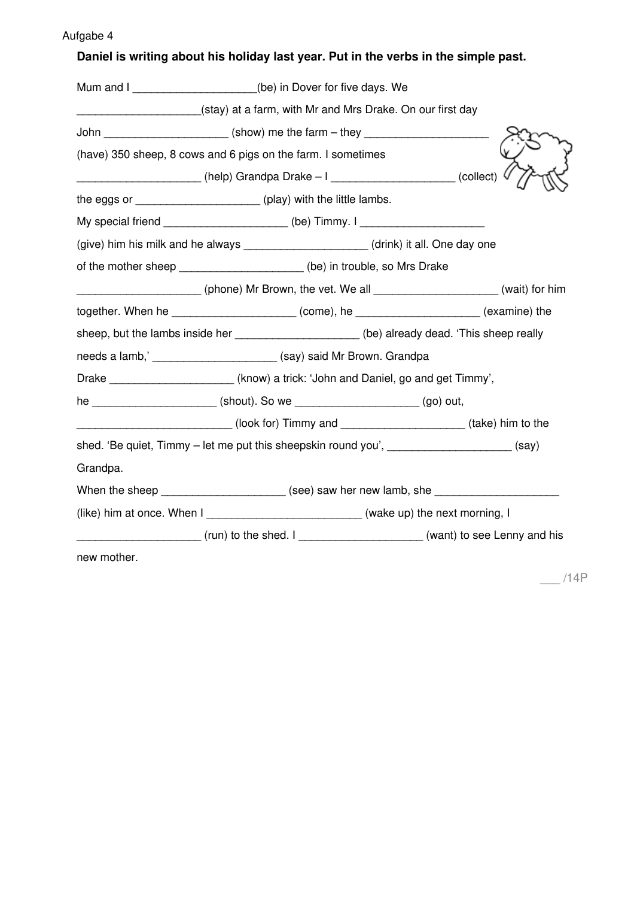Aufgabe 4

**Daniel is writing about his holiday last year. Put in the verbs in the simple past.**

Mum and I ____________________(be) in Dover for five days. We ____________________(stay) at a farm, with Mr and Mrs Drake. On our first day John ____________________ (show) me the farm – they ____________________ (have) 350 sheep, 8 cows and 6 pigs on the farm. I sometimes ____________________ (help) Grandpa Drake – I ____________________ (collect) the eggs or ____________________ (play) with the little lambs.

My special friend ____________________ (be) Timmy. I ____________________ (give) him his milk and he always ____________________ (drink) it all. One day one of the mother sheep ____________________ (be) in trouble, so Mrs Drake ____________________ (phone) Mr Brown, the vet. We all ____________________ (wait) for him together. When he ____________________ (come), he ____________________ (examine) the sheep, but the lambs inside her ____________________ (be) already dead. 'This sheep really needs a lamb,' ____________________ (say) said Mr Brown. Grandpa Drake ____________________ (know) a trick: 'John and Daniel, go and get Timmy', he ____________________ (shout). So we ____________________ (go) out, _________________________ (look for) Timmy and ____________________ (take) him to the shed. 'Be quiet, Timmy – let me put this sheepskin round you', ____________________ (say) Grandpa.

When the sheep ____________________ (see) saw her new lamb, she ____________________ (like) him at once. When I _________________________ (wake up) the next morning, I ____________________ (run) to the shed. I ____________________ (want) to see Lenny and his new mother.

___ /14P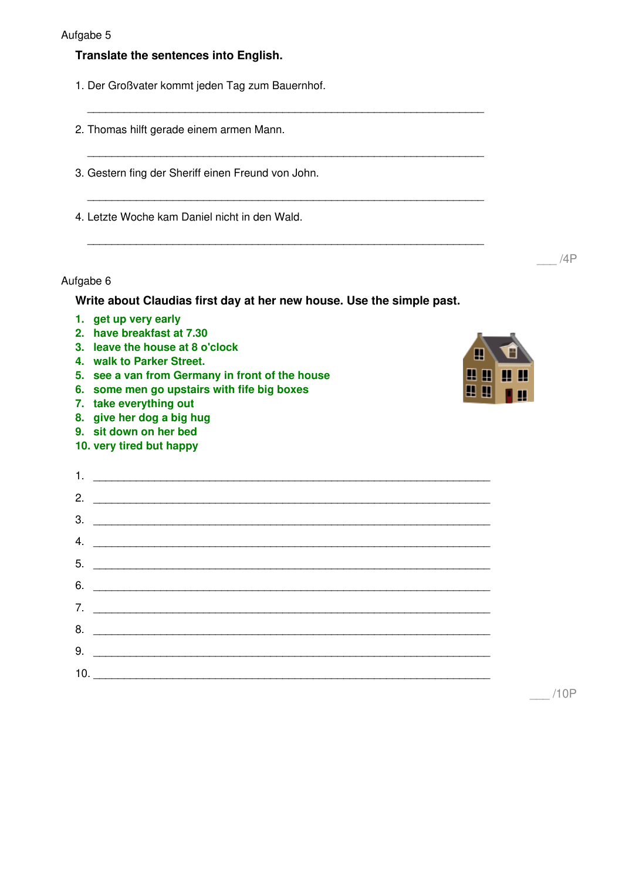Aufgabe 5

**Translate the sentences into English.**

1. Der Großvater kommt jeden Tag zum Bauernhof.

_______________________________________________________________

2. Thomas hilft gerade einem armen Mann.

_______________________________________________________________

3. Gestern fing der Sheriff einen Freund von John.

_______________________________________________________________

4. Letzte Woche kam Daniel nicht in den Wald.

_______________________________________________________________

___ /4P

Aufgabe 6

**Write about Claudias first day at her new house. Use the simple past.**

1. **get up very early**
2. **have breakfast at 7.30**
3. **leave the house at 8 o'clock**
4. **walk to Parker Street.**
5. **see a van from Germany in front of the house**
6. **some men go upstairs with fife big boxes**
7. **take everything out**
8. **give her dog a big hug**
9. **sit down on her bed**
10. **very tired but happy**

1. _______________________________________________________________
2. _______________________________________________________________
3. _______________________________________________________________
4. _______________________________________________________________
5. _______________________________________________________________
6. _______________________________________________________________
7. _______________________________________________________________
8. _______________________________________________________________
9. _______________________________________________________________
10. _______________________________________________________________

___ /10P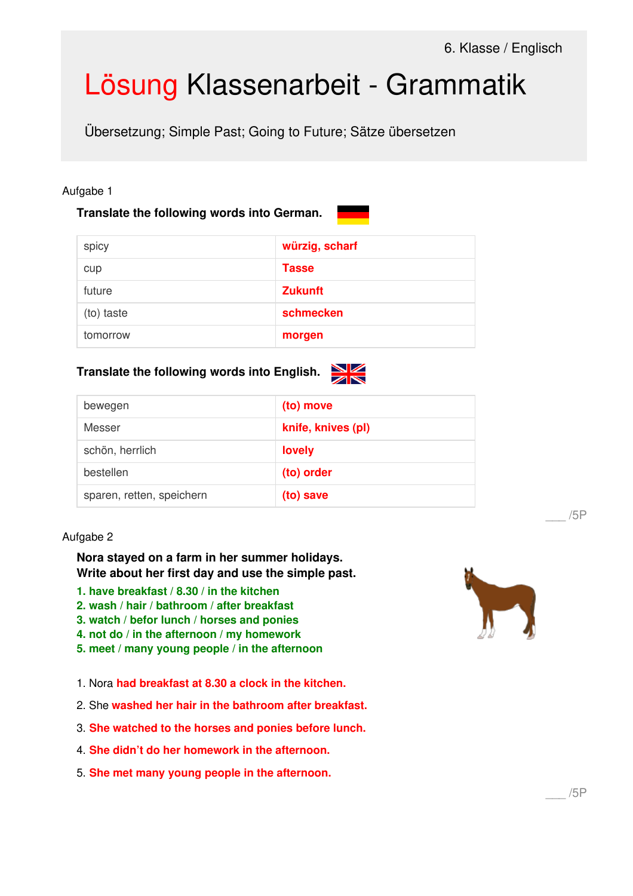6. Klasse / Englisch

# Lösung Klassenarbeit - Grammatik

Übersetzung; Simple Past; Going to Future; Sätze übersetzen

Aufgabe 1

**Translate the following words into German.**

| | |
|---|---|
| spicy | **würzig, scharf** |
| cup | **Tasse** |
| future | **Zukunft** |
| (to) taste | **schmecken** |
| tomorrow | **morgen** |

**Translate the following words into English.**

| | |
|---|---|
| bewegen | **(to) move** |
| Messer | **knife, knives (pl)** |
| schön, herrlich | **lovely** |
| bestellen | **(to) order** |
| sparen, retten, speichern | **(to) save** |

___ /5P

Aufgabe 2

**Nora stayed on a farm in her summer holidays.**
**Write about her first day and use the simple past.**

**1. have breakfast / 8.30 / in the kitchen**
**2. wash / hair / bathroom / after breakfast**
**3. watch / befor lunch / horses and ponies**
**4. not do / in the afternoon / my homework**
**5. meet / many young people / in the afternoon**

1. Nora **had breakfast at 8.30 a clock in the kitchen.**
2. She **washed her hair in the bathroom after breakfast.**
3. **She watched to the horses and ponies before lunch.**
4. **She didn't do her homework in the afternoon.**
5. **She met many young people in the afternoon.**

___ /5P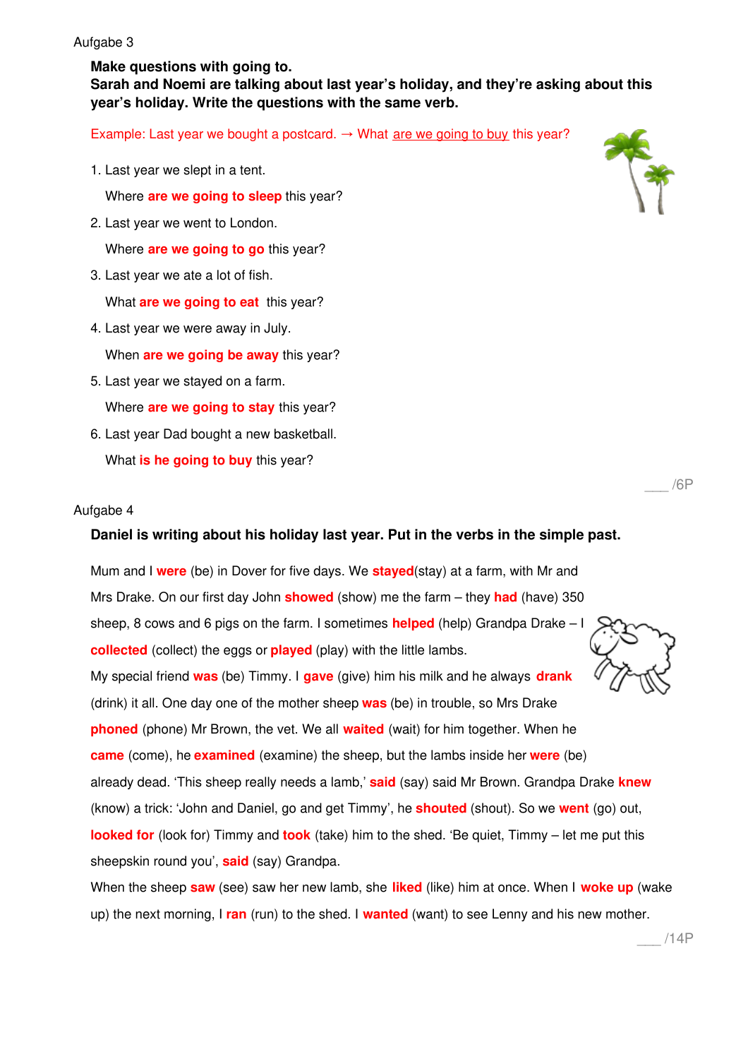Aufgabe 3

**Make questions with going to.**
**Sarah and Noemi are talking about last year's holiday, and they're asking about this year's holiday. Write the questions with the same verb.**

Example: Last year we bought a postcard. → What <u>are we going to buy</u> this year?

1. Last year we slept in a tent.

   Where **are we going to sleep** this year?

2. Last year we went to London.

   Where **are we going to go** this year?

3. Last year we ate a lot of fish.

   What **are we going to eat** this year?

4. Last year we were away in July.

   When **are we going be away** this year?

5. Last year we stayed on a farm.

   Where **are we going to stay** this year?

6. Last year Dad bought a new basketball.

   What **is he going to buy** this year?

___ /6P

Aufgabe 4

**Daniel is writing about his holiday last year. Put in the verbs in the simple past.**

Mum and I **were** (be) in Dover for five days. We **stayed**(stay) at a farm, with Mr and Mrs Drake. On our first day John **showed** (show) me the farm – they **had** (have) 350 sheep, 8 cows and 6 pigs on the farm. I sometimes **helped** (help) Grandpa Drake – I **collected** (collect) the eggs or **played** (play) with the little lambs.

My special friend **was** (be) Timmy. I **gave** (give) him his milk and he always **drank** (drink) it all. One day one of the mother sheep **was** (be) in trouble, so Mrs Drake **phoned** (phone) Mr Brown, the vet. We all **waited** (wait) for him together. When he **came** (come), he **examined** (examine) the sheep, but the lambs inside her **were** (be) already dead. 'This sheep really needs a lamb,' **said** (say) said Mr Brown. Grandpa Drake **knew** (know) a trick: 'John and Daniel, go and get Timmy', he **shouted** (shout). So we **went** (go) out, **looked for** (look for) Timmy and **took** (take) him to the shed. 'Be quiet, Timmy – let me put this sheepskin round you', **said** (say) Grandpa.

When the sheep **saw** (see) saw her new lamb, she **liked** (like) him at once. When I **woke up** (wake up) the next morning, I **ran** (run) to the shed. I **wanted** (want) to see Lenny and his new mother.

___ /14P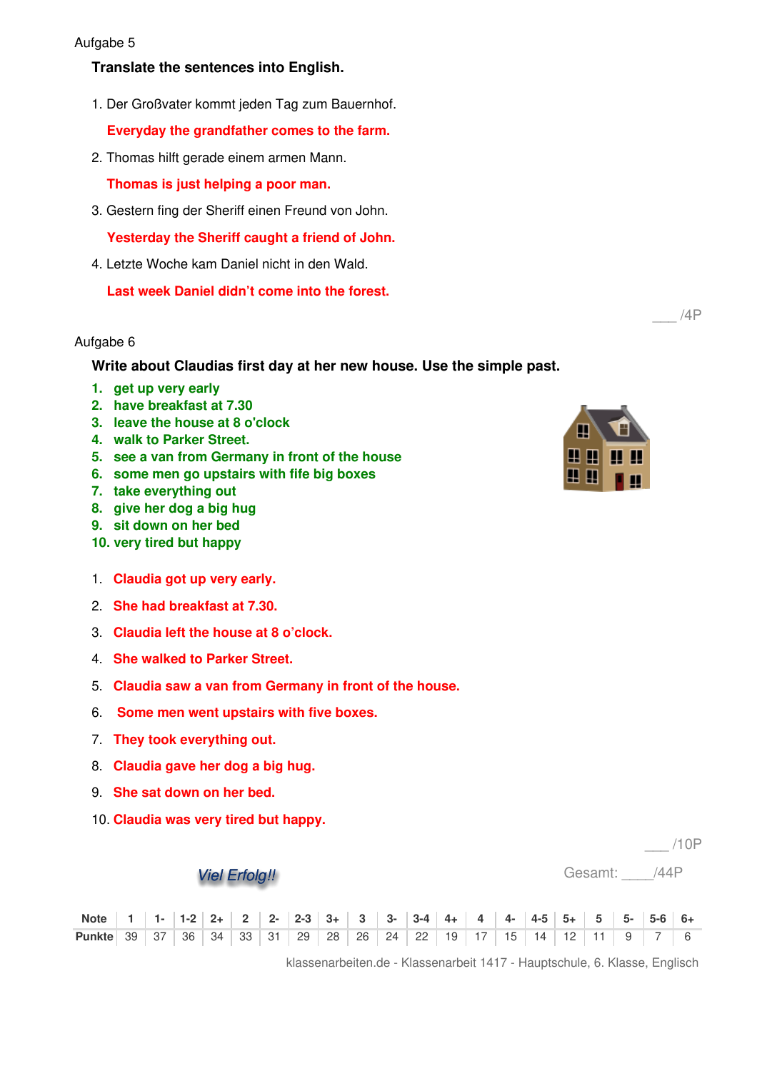Aufgabe 5

**Translate the sentences into English.**

1. Der Großvater kommt jeden Tag zum Bauernhof.

   **Everyday the grandfather comes to the farm.**

2. Thomas hilft gerade einem armen Mann.

   **Thomas is just helping a poor man.**

3. Gestern fing der Sheriff einen Freund von John.

   **Yesterday the Sheriff caught a friend of John.**

4. Letzte Woche kam Daniel nicht in den Wald.

   **Last week Daniel didn't come into the forest.**

___ /4P

Aufgabe 6

**Write about Claudias first day at her new house. Use the simple past.**

1. **get up very early**
2. **have breakfast at 7.30**
3. **leave the house at 8 o'clock**
4. **walk to Parker Street.**
5. **see a van from Germany in front of the house**
6. **some men go upstairs with fife big boxes**
7. **take everything out**
8. **give her dog a big hug**
9. **sit down on her bed**
10. **very tired but happy**

1. **Claudia got up very early.**
2. **She had breakfast at 7.30.**
3. **Claudia left the house at 8 o'clock.**
4. **She walked to Parker Street.**
5. **Claudia saw a van from Germany in front of the house.**
6. **Some men went upstairs with five boxes.**
7. **They took everything out.**
8. **Claudia gave her dog a big hug.**
9. **She sat down on her bed.**
10. **Claudia was very tired but happy.**

___ /10P

*Viel Erfolg!!*

Gesamt: ____/44P

| Note | 1 | 1- | 1-2 | 2+ | 2 | 2- | 2-3 | 3+ | 3 | 3- | 3-4 | 4+ | 4 | 4- | 4-5 | 5+ | 5 | 5- | 5-6 | 6+ |
|---|---|---|---|---|---|---|---|---|---|---|---|---|---|---|---|---|---|---|---|---|
| Punkte | 39 | 37 | 36 | 34 | 33 | 31 | 29 | 28 | 26 | 24 | 22 | 19 | 17 | 15 | 14 | 12 | 11 | 9 | 7 | 6 |

klassenarbeiten.de - Klassenarbeit 1417 - Hauptschule, 6. Klasse, Englisch